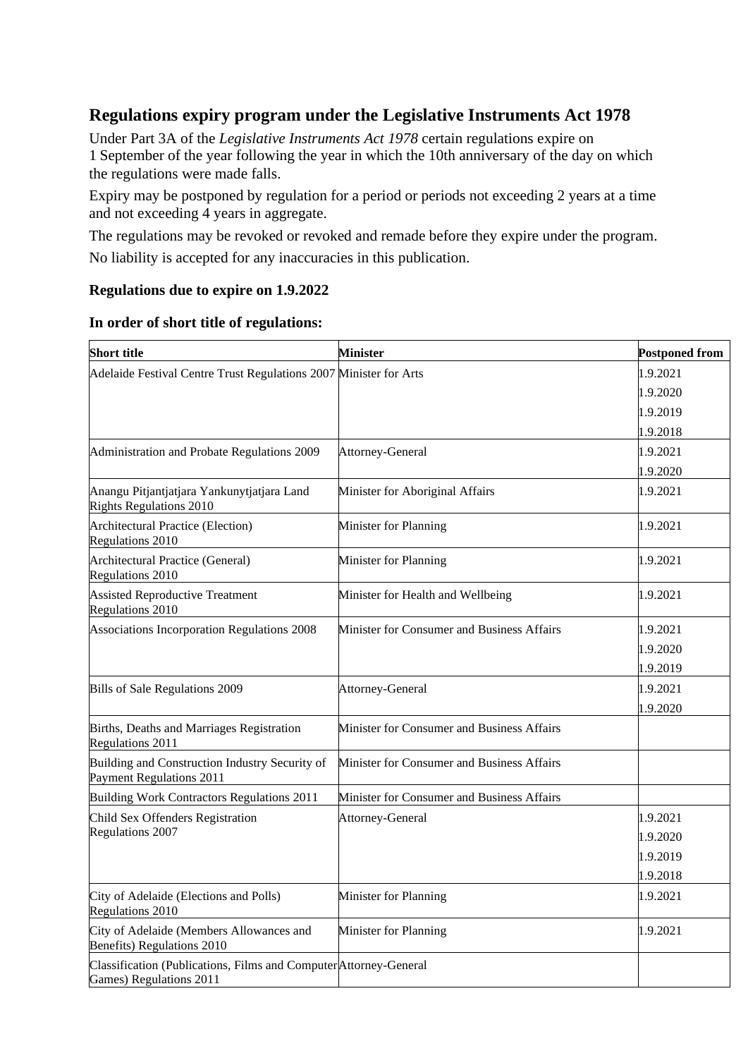## Regulations expiry program under the Legislative Instruments Act 1978

Under Part 3A of the *Legislative Instruments Act 1978* certain regulations expire on 1 September of the year following the year in which the 10th anniversary of the day on which the regulations were made falls.

Expiry may be postponed by regulation for a period or periods not exceeding 2 years at a time and not exceeding 4 years in aggregate.

The regulations may be revoked or revoked and remade before they expire under the program.

No liability is accepted for any inaccuracies in this publication.

### Regulations due to expire on 1.9.2022

### In order of short title of regulations:

| Short title | Minister | Postponed from |
|---|---|---|
| Adelaide Festival Centre Trust Regulations 2007 | Minister for Arts | 1.9.2021<br>1.9.2020<br>1.9.2019<br>1.9.2018 |
| Administration and Probate Regulations 2009 | Attorney-General | 1.9.2021<br>1.9.2020 |
| Anangu Pitjantjatjara Yankunytjatjara Land Rights Regulations 2010 | Minister for Aboriginal Affairs | 1.9.2021 |
| Architectural Practice (Election) Regulations 2010 | Minister for Planning | 1.9.2021 |
| Architectural Practice (General) Regulations 2010 | Minister for Planning | 1.9.2021 |
| Assisted Reproductive Treatment Regulations 2010 | Minister for Health and Wellbeing | 1.9.2021 |
| Associations Incorporation Regulations 2008 | Minister for Consumer and Business Affairs | 1.9.2021<br>1.9.2020<br>1.9.2019 |
| Bills of Sale Regulations 2009 | Attorney-General | 1.9.2021<br>1.9.2020 |
| Births, Deaths and Marriages Registration Regulations 2011 | Minister for Consumer and Business Affairs | |
| Building and Construction Industry Security of Payment Regulations 2011 | Minister for Consumer and Business Affairs | |
| Building Work Contractors Regulations 2011 | Minister for Consumer and Business Affairs | |
| Child Sex Offenders Registration Regulations 2007 | Attorney-General | 1.9.2021<br>1.9.2020<br>1.9.2019<br>1.9.2018 |
| City of Adelaide (Elections and Polls) Regulations 2010 | Minister for Planning | 1.9.2021 |
| City of Adelaide (Members Allowances and Benefits) Regulations 2010 | Minister for Planning | 1.9.2021 |
| Classification (Publications, Films and Computer Games) Regulations 2011 | Attorney-General | |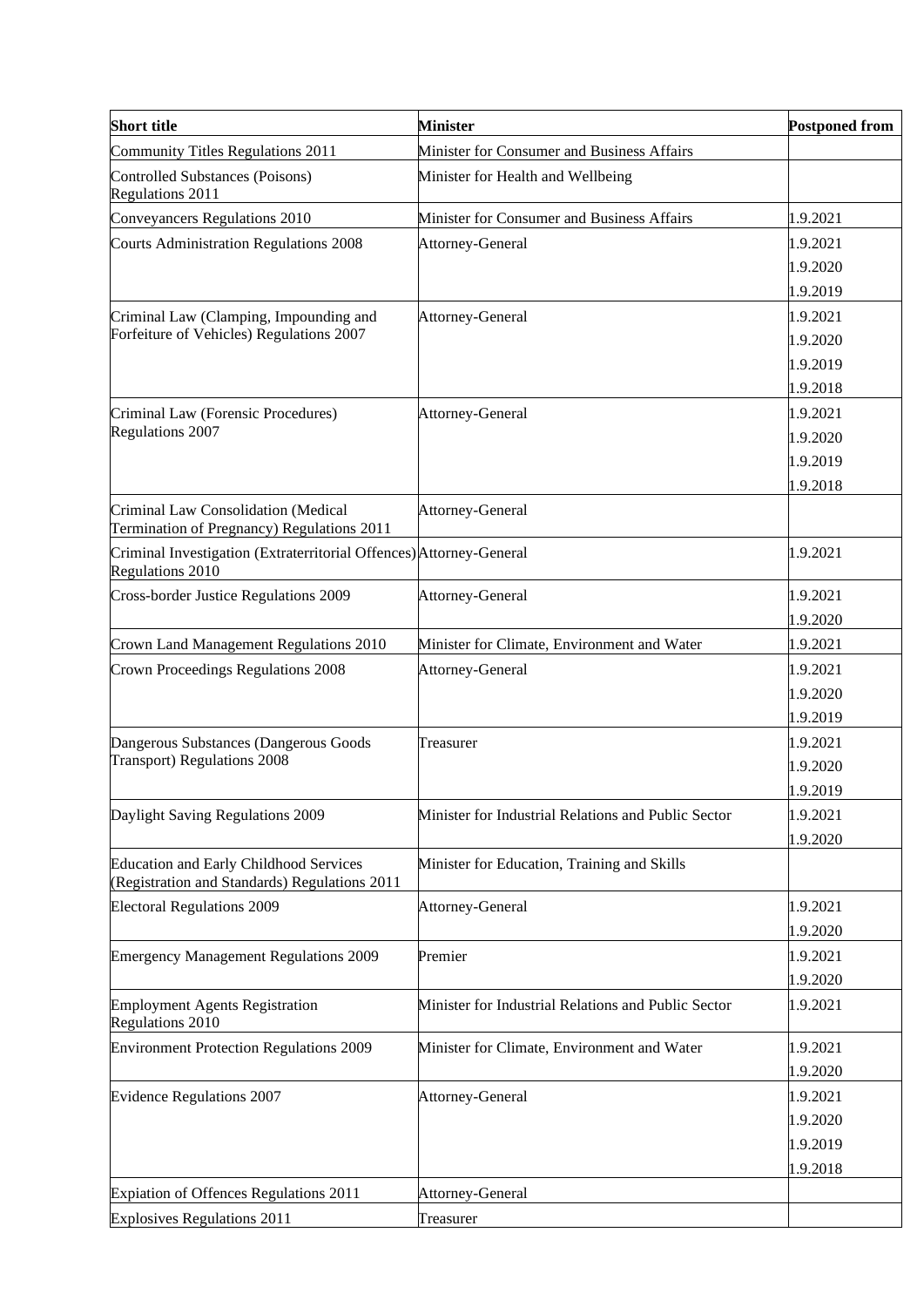| Short title | Minister | Postponed from |
|---|---|---|
| Community Titles Regulations 2011 | Minister for Consumer and Business Affairs | |
| Controlled Substances (Poisons) Regulations 2011 | Minister for Health and Wellbeing | |
| Conveyancers Regulations 2010 | Minister for Consumer and Business Affairs | 1.9.2021 |
| Courts Administration Regulations 2008 | Attorney-General | 1.9.2021<br>1.9.2020<br>1.9.2019 |
| Criminal Law (Clamping, Impounding and Forfeiture of Vehicles) Regulations 2007 | Attorney-General | 1.9.2021<br>1.9.2020<br>1.9.2019<br>1.9.2018 |
| Criminal Law (Forensic Procedures) Regulations 2007 | Attorney-General | 1.9.2021<br>1.9.2020<br>1.9.2019<br>1.9.2018 |
| Criminal Law Consolidation (Medical Termination of Pregnancy) Regulations 2011 | Attorney-General | |
| Criminal Investigation (Extraterritorial Offences) Regulations 2010 | Attorney-General | 1.9.2021 |
| Cross-border Justice Regulations 2009 | Attorney-General | 1.9.2021<br>1.9.2020 |
| Crown Land Management Regulations 2010 | Minister for Climate, Environment and Water | 1.9.2021 |
| Crown Proceedings Regulations 2008 | Attorney-General | 1.9.2021<br>1.9.2020<br>1.9.2019 |
| Dangerous Substances (Dangerous Goods Transport) Regulations 2008 | Treasurer | 1.9.2021<br>1.9.2020<br>1.9.2019 |
| Daylight Saving Regulations 2009 | Minister for Industrial Relations and Public Sector | 1.9.2021<br>1.9.2020 |
| Education and Early Childhood Services (Registration and Standards) Regulations 2011 | Minister for Education, Training and Skills | |
| Electoral Regulations 2009 | Attorney-General | 1.9.2021<br>1.9.2020 |
| Emergency Management Regulations 2009 | Premier | 1.9.2021<br>1.9.2020 |
| Employment Agents Registration Regulations 2010 | Minister for Industrial Relations and Public Sector | 1.9.2021 |
| Environment Protection Regulations 2009 | Minister for Climate, Environment and Water | 1.9.2021<br>1.9.2020 |
| Evidence Regulations 2007 | Attorney-General | 1.9.2021<br>1.9.2020<br>1.9.2019<br>1.9.2018 |
| Expiation of Offences Regulations 2011 | Attorney-General | |
| Explosives Regulations 2011 | Treasurer | |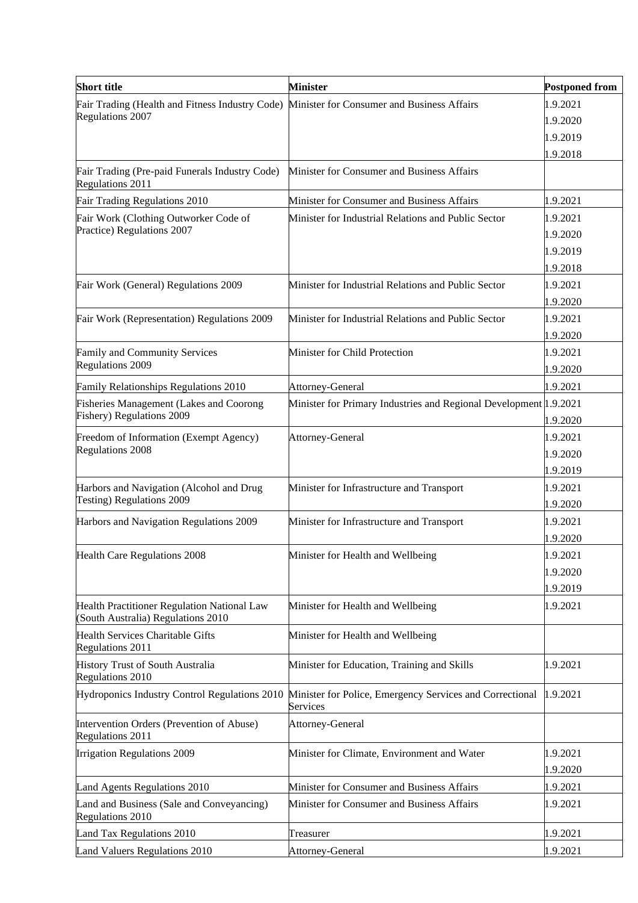| Short title | Minister | Postponed from |
|---|---|---|
| Fair Trading (Health and Fitness Industry Code) Regulations 2007 | Minister for Consumer and Business Affairs | 1.9.2021<br>1.9.2020<br>1.9.2019<br>1.9.2018 |
| Fair Trading (Pre-paid Funerals Industry Code) Regulations 2011 | Minister for Consumer and Business Affairs | |
| Fair Trading Regulations 2010 | Minister for Consumer and Business Affairs | 1.9.2021 |
| Fair Work (Clothing Outworker Code of Practice) Regulations 2007 | Minister for Industrial Relations and Public Sector | 1.9.2021<br>1.9.2020<br>1.9.2019<br>1.9.2018 |
| Fair Work (General) Regulations 2009 | Minister for Industrial Relations and Public Sector | 1.9.2021<br>1.9.2020 |
| Fair Work (Representation) Regulations 2009 | Minister for Industrial Relations and Public Sector | 1.9.2021<br>1.9.2020 |
| Family and Community Services Regulations 2009 | Minister for Child Protection | 1.9.2021<br>1.9.2020 |
| Family Relationships Regulations 2010 | Attorney-General | 1.9.2021 |
| Fisheries Management (Lakes and Coorong Fishery) Regulations 2009 | Minister for Primary Industries and Regional Development | 1.9.2021<br>1.9.2020 |
| Freedom of Information (Exempt Agency) Regulations 2008 | Attorney-General | 1.9.2021<br>1.9.2020<br>1.9.2019 |
| Harbors and Navigation (Alcohol and Drug Testing) Regulations 2009 | Minister for Infrastructure and Transport | 1.9.2021<br>1.9.2020 |
| Harbors and Navigation Regulations 2009 | Minister for Infrastructure and Transport | 1.9.2021<br>1.9.2020 |
| Health Care Regulations 2008 | Minister for Health and Wellbeing | 1.9.2021<br>1.9.2020<br>1.9.2019 |
| Health Practitioner Regulation National Law (South Australia) Regulations 2010 | Minister for Health and Wellbeing | 1.9.2021 |
| Health Services Charitable Gifts Regulations 2011 | Minister for Health and Wellbeing | |
| History Trust of South Australia Regulations 2010 | Minister for Education, Training and Skills | 1.9.2021 |
| Hydroponics Industry Control Regulations 2010 | Minister for Police, Emergency Services and Correctional Services | 1.9.2021 |
| Intervention Orders (Prevention of Abuse) Regulations 2011 | Attorney-General | |
| Irrigation Regulations 2009 | Minister for Climate, Environment and Water | 1.9.2021<br>1.9.2020 |
| Land Agents Regulations 2010 | Minister for Consumer and Business Affairs | 1.9.2021 |
| Land and Business (Sale and Conveyancing) Regulations 2010 | Minister for Consumer and Business Affairs | 1.9.2021 |
| Land Tax Regulations 2010 | Treasurer | 1.9.2021 |
| Land Valuers Regulations 2010 | Attorney-General | 1.9.2021 |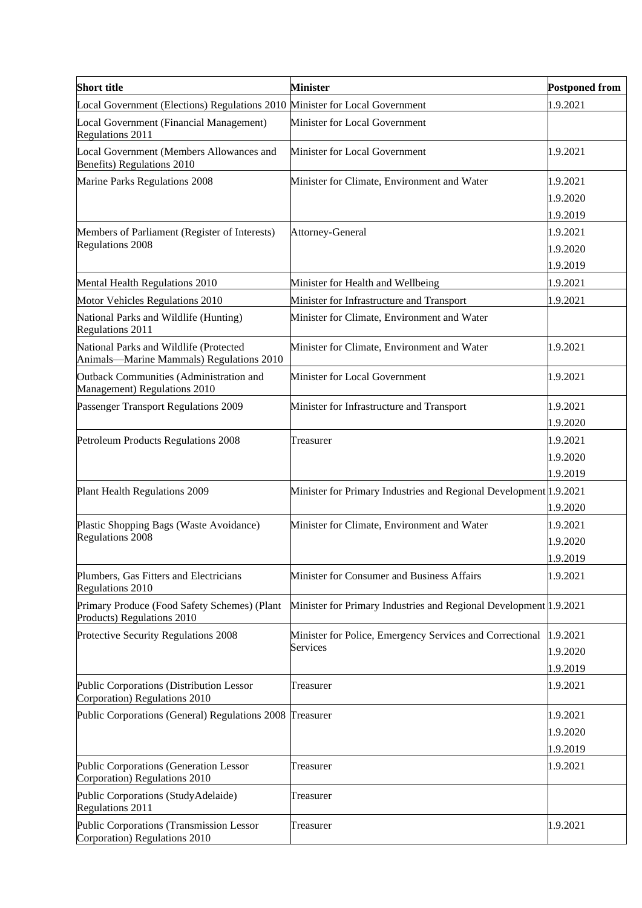| Short title | Minister | Postponed from |
|---|---|---|
| Local Government (Elections) Regulations 2010 | Minister for Local Government | 1.9.2021 |
| Local Government (Financial Management) Regulations 2011 | Minister for Local Government | |
| Local Government (Members Allowances and Benefits) Regulations 2010 | Minister for Local Government | 1.9.2021 |
| Marine Parks Regulations 2008 | Minister for Climate, Environment and Water | 1.9.2021<br>1.9.2020<br>1.9.2019 |
| Members of Parliament (Register of Interests) Regulations 2008 | Attorney-General | 1.9.2021<br>1.9.2020<br>1.9.2019 |
| Mental Health Regulations 2010 | Minister for Health and Wellbeing | 1.9.2021 |
| Motor Vehicles Regulations 2010 | Minister for Infrastructure and Transport | 1.9.2021 |
| National Parks and Wildlife (Hunting) Regulations 2011 | Minister for Climate, Environment and Water | |
| National Parks and Wildlife (Protected Animals—Marine Mammals) Regulations 2010 | Minister for Climate, Environment and Water | 1.9.2021 |
| Outback Communities (Administration and Management) Regulations 2010 | Minister for Local Government | 1.9.2021 |
| Passenger Transport Regulations 2009 | Minister for Infrastructure and Transport | 1.9.2021<br>1.9.2020 |
| Petroleum Products Regulations 2008 | Treasurer | 1.9.2021<br>1.9.2020<br>1.9.2019 |
| Plant Health Regulations 2009 | Minister for Primary Industries and Regional Development | 1.9.2021<br>1.9.2020 |
| Plastic Shopping Bags (Waste Avoidance) Regulations 2008 | Minister for Climate, Environment and Water | 1.9.2021<br>1.9.2020<br>1.9.2019 |
| Plumbers, Gas Fitters and Electricians Regulations 2010 | Minister for Consumer and Business Affairs | 1.9.2021 |
| Primary Produce (Food Safety Schemes) (Plant Products) Regulations 2010 | Minister for Primary Industries and Regional Development | 1.9.2021 |
| Protective Security Regulations 2008 | Minister for Police, Emergency Services and Correctional Services | 1.9.2021<br>1.9.2020<br>1.9.2019 |
| Public Corporations (Distribution Lessor Corporation) Regulations 2010 | Treasurer | 1.9.2021 |
| Public Corporations (General) Regulations 2008 | Treasurer | 1.9.2021<br>1.9.2020<br>1.9.2019 |
| Public Corporations (Generation Lessor Corporation) Regulations 2010 | Treasurer | 1.9.2021 |
| Public Corporations (StudyAdelaide) Regulations 2011 | Treasurer | |
| Public Corporations (Transmission Lessor Corporation) Regulations 2010 | Treasurer | 1.9.2021 |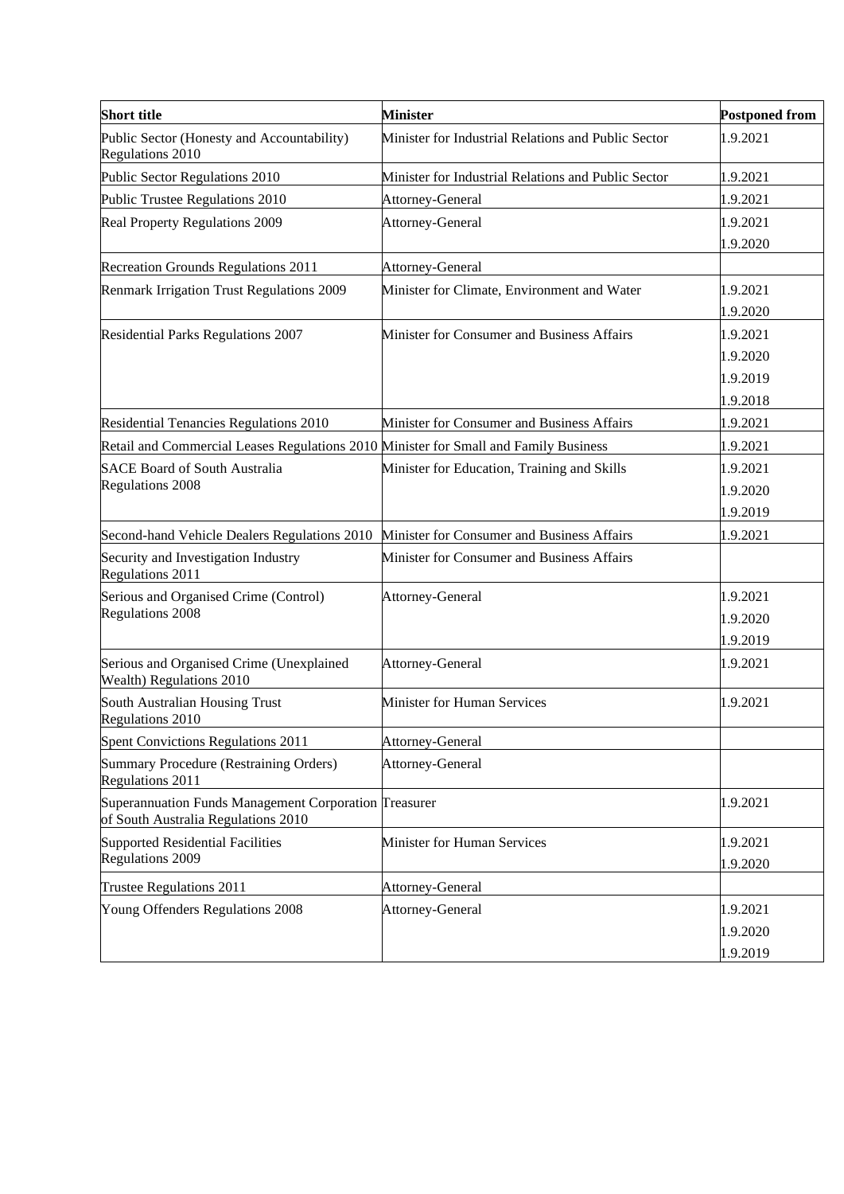| Short title | Minister | Postponed from |
| --- | --- | --- |
| Public Sector (Honesty and Accountability) Regulations 2010 | Minister for Industrial Relations and Public Sector | 1.9.2021 |
| Public Sector Regulations 2010 | Minister for Industrial Relations and Public Sector | 1.9.2021 |
| Public Trustee Regulations 2010 | Attorney-General | 1.9.2021 |
| Real Property Regulations 2009 | Attorney-General | 1.9.2021<br>1.9.2020 |
| Recreation Grounds Regulations 2011 | Attorney-General | |
| Renmark Irrigation Trust Regulations 2009 | Minister for Climate, Environment and Water | 1.9.2021<br>1.9.2020 |
| Residential Parks Regulations 2007 | Minister for Consumer and Business Affairs | 1.9.2021<br>1.9.2020<br>1.9.2019<br>1.9.2018 |
| Residential Tenancies Regulations 2010 | Minister for Consumer and Business Affairs | 1.9.2021 |
| Retail and Commercial Leases Regulations 2010 | Minister for Small and Family Business | 1.9.2021 |
| SACE Board of South Australia Regulations 2008 | Minister for Education, Training and Skills | 1.9.2021<br>1.9.2020<br>1.9.2019 |
| Second-hand Vehicle Dealers Regulations 2010 | Minister for Consumer and Business Affairs | 1.9.2021 |
| Security and Investigation Industry Regulations 2011 | Minister for Consumer and Business Affairs | |
| Serious and Organised Crime (Control) Regulations 2008 | Attorney-General | 1.9.2021<br>1.9.2020<br>1.9.2019 |
| Serious and Organised Crime (Unexplained Wealth) Regulations 2010 | Attorney-General | 1.9.2021 |
| South Australian Housing Trust Regulations 2010 | Minister for Human Services | 1.9.2021 |
| Spent Convictions Regulations 2011 | Attorney-General | |
| Summary Procedure (Restraining Orders) Regulations 2011 | Attorney-General | |
| Superannuation Funds Management Corporation of South Australia Regulations 2010 | Treasurer | 1.9.2021 |
| Supported Residential Facilities Regulations 2009 | Minister for Human Services | 1.9.2021<br>1.9.2020 |
| Trustee Regulations 2011 | Attorney-General | |
| Young Offenders Regulations 2008 | Attorney-General | 1.9.2021<br>1.9.2020<br>1.9.2019 |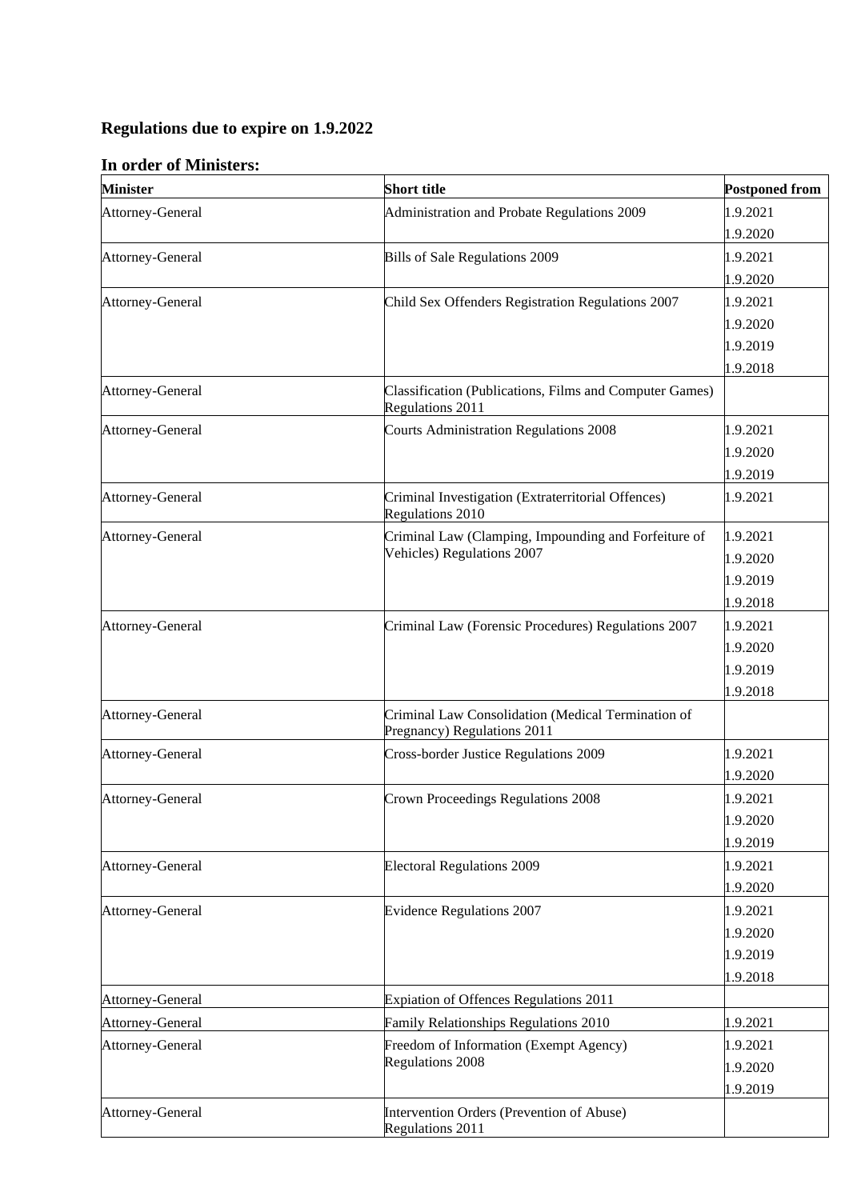## Regulations due to expire on 1.9.2022

### In order of Ministers:

| Minister | Short title | Postponed from |
|---|---|---|
| Attorney-General | Administration and Probate Regulations 2009 | 1.9.2021<br>1.9.2020 |
| Attorney-General | Bills of Sale Regulations 2009 | 1.9.2021<br>1.9.2020 |
| Attorney-General | Child Sex Offenders Registration Regulations 2007 | 1.9.2021<br>1.9.2020<br>1.9.2019<br>1.9.2018 |
| Attorney-General | Classification (Publications, Films and Computer Games) Regulations 2011 | |
| Attorney-General | Courts Administration Regulations 2008 | 1.9.2021<br>1.9.2020<br>1.9.2019 |
| Attorney-General | Criminal Investigation (Extraterritorial Offences) Regulations 2010 | 1.9.2021 |
| Attorney-General | Criminal Law (Clamping, Impounding and Forfeiture of Vehicles) Regulations 2007 | 1.9.2021<br>1.9.2020<br>1.9.2019<br>1.9.2018 |
| Attorney-General | Criminal Law (Forensic Procedures) Regulations 2007 | 1.9.2021<br>1.9.2020<br>1.9.2019<br>1.9.2018 |
| Attorney-General | Criminal Law Consolidation (Medical Termination of Pregnancy) Regulations 2011 | |
| Attorney-General | Cross-border Justice Regulations 2009 | 1.9.2021<br>1.9.2020 |
| Attorney-General | Crown Proceedings Regulations 2008 | 1.9.2021<br>1.9.2020<br>1.9.2019 |
| Attorney-General | Electoral Regulations 2009 | 1.9.2021<br>1.9.2020 |
| Attorney-General | Evidence Regulations 2007 | 1.9.2021<br>1.9.2020<br>1.9.2019<br>1.9.2018 |
| Attorney-General | Expiation of Offences Regulations 2011 | |
| Attorney-General | Family Relationships Regulations 2010 | 1.9.2021 |
| Attorney-General | Freedom of Information (Exempt Agency) Regulations 2008 | 1.9.2021<br>1.9.2020<br>1.9.2019 |
| Attorney-General | Intervention Orders (Prevention of Abuse) Regulations 2011 | |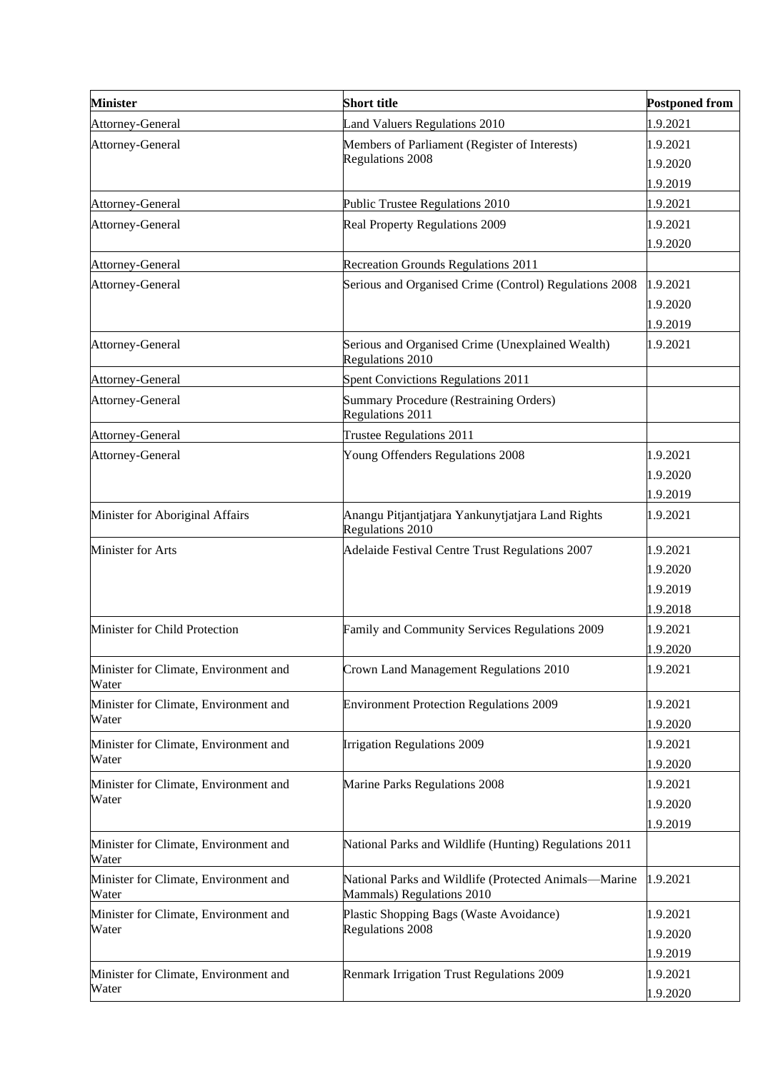| Minister | Short title | Postponed from |
|---|---|---|
| Attorney-General | Land Valuers Regulations 2010 | 1.9.2021 |
| Attorney-General | Members of Parliament (Register of Interests) Regulations 2008 | 1.9.2021<br>1.9.2020<br>1.9.2019 |
| Attorney-General | Public Trustee Regulations 2010 | 1.9.2021 |
| Attorney-General | Real Property Regulations 2009 | 1.9.2021<br>1.9.2020 |
| Attorney-General | Recreation Grounds Regulations 2011 | |
| Attorney-General | Serious and Organised Crime (Control) Regulations 2008 | 1.9.2021<br>1.9.2020<br>1.9.2019 |
| Attorney-General | Serious and Organised Crime (Unexplained Wealth) Regulations 2010 | 1.9.2021 |
| Attorney-General | Spent Convictions Regulations 2011 | |
| Attorney-General | Summary Procedure (Restraining Orders) Regulations 2011 | |
| Attorney-General | Trustee Regulations 2011 | |
| Attorney-General | Young Offenders Regulations 2008 | 1.9.2021<br>1.9.2020<br>1.9.2019 |
| Minister for Aboriginal Affairs | Anangu Pitjantjatjara Yankunytjatjara Land Rights Regulations 2010 | 1.9.2021 |
| Minister for Arts | Adelaide Festival Centre Trust Regulations 2007 | 1.9.2021<br>1.9.2020<br>1.9.2019<br>1.9.2018 |
| Minister for Child Protection | Family and Community Services Regulations 2009 | 1.9.2021<br>1.9.2020 |
| Minister for Climate, Environment and Water | Crown Land Management Regulations 2010 | 1.9.2021 |
| Minister for Climate, Environment and Water | Environment Protection Regulations 2009 | 1.9.2021<br>1.9.2020 |
| Minister for Climate, Environment and Water | Irrigation Regulations 2009 | 1.9.2021<br>1.9.2020 |
| Minister for Climate, Environment and Water | Marine Parks Regulations 2008 | 1.9.2021<br>1.9.2020<br>1.9.2019 |
| Minister for Climate, Environment and Water | National Parks and Wildlife (Hunting) Regulations 2011 | |
| Minister for Climate, Environment and Water | National Parks and Wildlife (Protected Animals—Marine Mammals) Regulations 2010 | 1.9.2021 |
| Minister for Climate, Environment and Water | Plastic Shopping Bags (Waste Avoidance) Regulations 2008 | 1.9.2021<br>1.9.2020<br>1.9.2019 |
| Minister for Climate, Environment and Water | Renmark Irrigation Trust Regulations 2009 | 1.9.2021<br>1.9.2020 |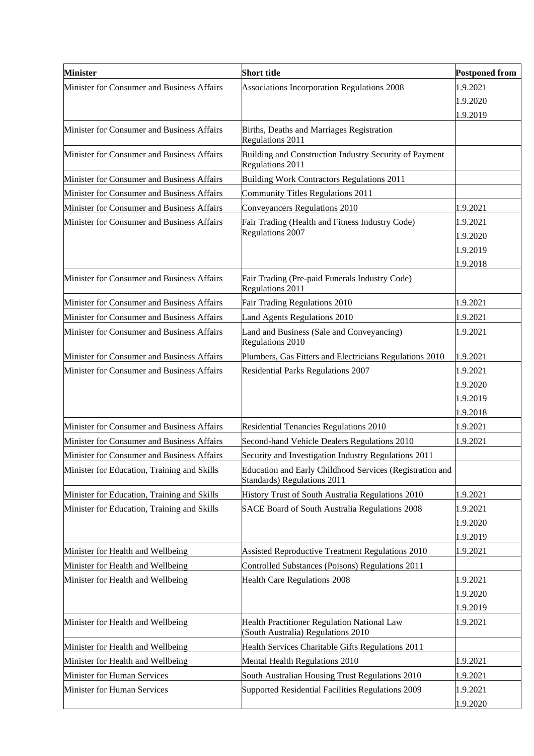| Minister | Short title | Postponed from |
|---|---|---|
| Minister for Consumer and Business Affairs | Associations Incorporation Regulations 2008 | 1.9.2021 |
| | | 1.9.2020 |
| | | 1.9.2019 |
| Minister for Consumer and Business Affairs | Births, Deaths and Marriages Registration Regulations 2011 | |
| Minister for Consumer and Business Affairs | Building and Construction Industry Security of Payment Regulations 2011 | |
| Minister for Consumer and Business Affairs | Building Work Contractors Regulations 2011 | |
| Minister for Consumer and Business Affairs | Community Titles Regulations 2011 | |
| Minister for Consumer and Business Affairs | Conveyancers Regulations 2010 | 1.9.2021 |
| Minister for Consumer and Business Affairs | Fair Trading (Health and Fitness Industry Code) Regulations 2007 | 1.9.2021 |
| | | 1.9.2020 |
| | | 1.9.2019 |
| | | 1.9.2018 |
| Minister for Consumer and Business Affairs | Fair Trading (Pre-paid Funerals Industry Code) Regulations 2011 | |
| Minister for Consumer and Business Affairs | Fair Trading Regulations 2010 | 1.9.2021 |
| Minister for Consumer and Business Affairs | Land Agents Regulations 2010 | 1.9.2021 |
| Minister for Consumer and Business Affairs | Land and Business (Sale and Conveyancing) Regulations 2010 | 1.9.2021 |
| Minister for Consumer and Business Affairs | Plumbers, Gas Fitters and Electricians Regulations 2010 | 1.9.2021 |
| Minister for Consumer and Business Affairs | Residential Parks Regulations 2007 | 1.9.2021 |
| | | 1.9.2020 |
| | | 1.9.2019 |
| | | 1.9.2018 |
| Minister for Consumer and Business Affairs | Residential Tenancies Regulations 2010 | 1.9.2021 |
| Minister for Consumer and Business Affairs | Second-hand Vehicle Dealers Regulations 2010 | 1.9.2021 |
| Minister for Consumer and Business Affairs | Security and Investigation Industry Regulations 2011 | |
| Minister for Education, Training and Skills | Education and Early Childhood Services (Registration and Standards) Regulations 2011 | |
| Minister for Education, Training and Skills | History Trust of South Australia Regulations 2010 | 1.9.2021 |
| Minister for Education, Training and Skills | SACE Board of South Australia Regulations 2008 | 1.9.2021 |
| | | 1.9.2020 |
| | | 1.9.2019 |
| Minister for Health and Wellbeing | Assisted Reproductive Treatment Regulations 2010 | 1.9.2021 |
| Minister for Health and Wellbeing | Controlled Substances (Poisons) Regulations 2011 | |
| Minister for Health and Wellbeing | Health Care Regulations 2008 | 1.9.2021 |
| | | 1.9.2020 |
| | | 1.9.2019 |
| Minister for Health and Wellbeing | Health Practitioner Regulation National Law (South Australia) Regulations 2010 | 1.9.2021 |
| Minister for Health and Wellbeing | Health Services Charitable Gifts Regulations 2011 | |
| Minister for Health and Wellbeing | Mental Health Regulations 2010 | 1.9.2021 |
| Minister for Human Services | South Australian Housing Trust Regulations 2010 | 1.9.2021 |
| Minister for Human Services | Supported Residential Facilities Regulations 2009 | 1.9.2021 |
| | | 1.9.2020 |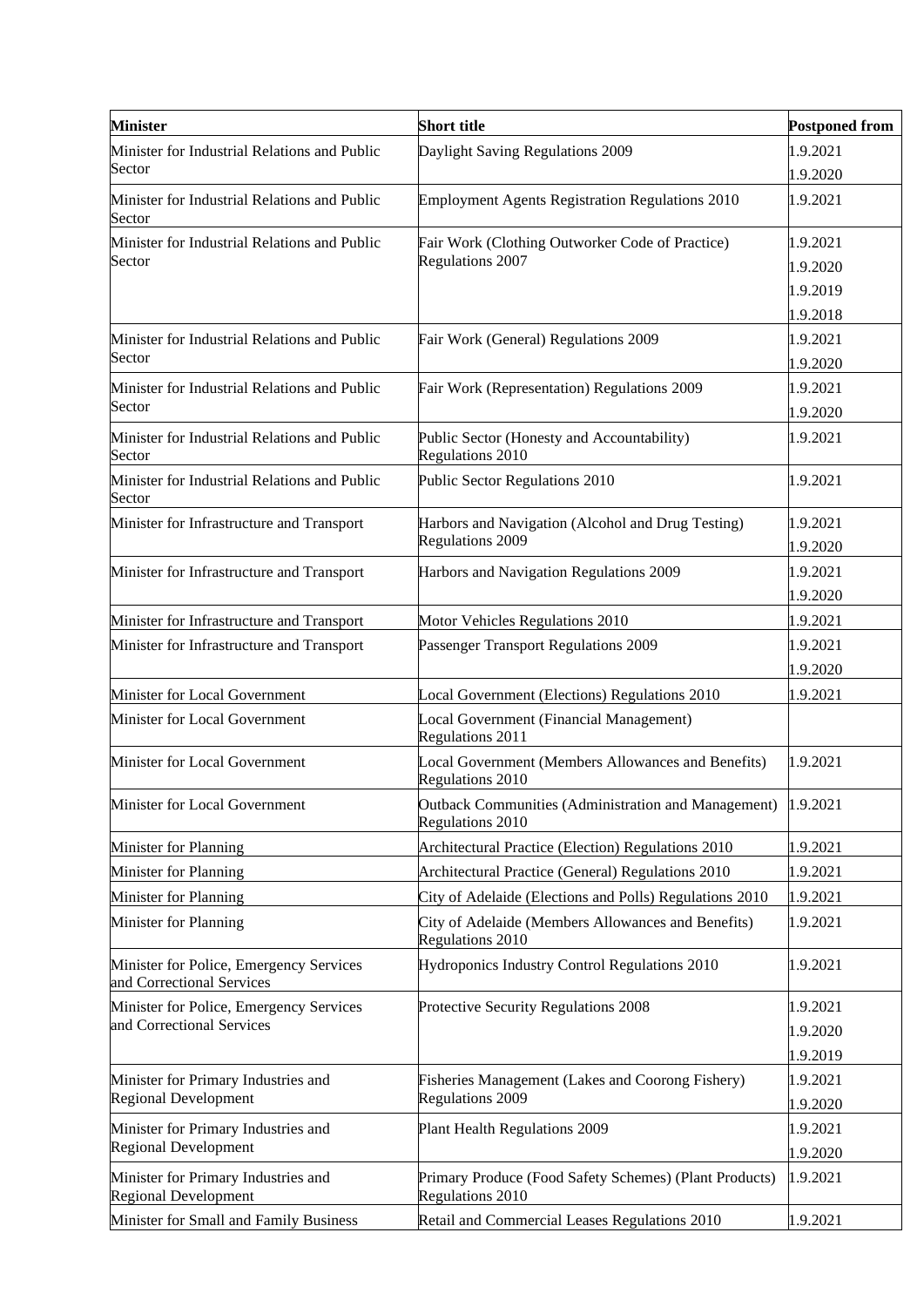| Minister | Short title | Postponed from |
|---|---|---|
| Minister for Industrial Relations and Public Sector | Daylight Saving Regulations 2009 | 1.9.2021<br>1.9.2020 |
| Minister for Industrial Relations and Public Sector | Employment Agents Registration Regulations 2010 | 1.9.2021 |
| Minister for Industrial Relations and Public Sector | Fair Work (Clothing Outworker Code of Practice) Regulations 2007 | 1.9.2021<br>1.9.2020<br>1.9.2019<br>1.9.2018 |
| Minister for Industrial Relations and Public Sector | Fair Work (General) Regulations 2009 | 1.9.2021<br>1.9.2020 |
| Minister for Industrial Relations and Public Sector | Fair Work (Representation) Regulations 2009 | 1.9.2021<br>1.9.2020 |
| Minister for Industrial Relations and Public Sector | Public Sector (Honesty and Accountability) Regulations 2010 | 1.9.2021 |
| Minister for Industrial Relations and Public Sector | Public Sector Regulations 2010 | 1.9.2021 |
| Minister for Infrastructure and Transport | Harbors and Navigation (Alcohol and Drug Testing) Regulations 2009 | 1.9.2021<br>1.9.2020 |
| Minister for Infrastructure and Transport | Harbors and Navigation Regulations 2009 | 1.9.2021<br>1.9.2020 |
| Minister for Infrastructure and Transport | Motor Vehicles Regulations 2010 | 1.9.2021 |
| Minister for Infrastructure and Transport | Passenger Transport Regulations 2009 | 1.9.2021<br>1.9.2020 |
| Minister for Local Government | Local Government (Elections) Regulations 2010 | 1.9.2021 |
| Minister for Local Government | Local Government (Financial Management) Regulations 2011 | |
| Minister for Local Government | Local Government (Members Allowances and Benefits) Regulations 2010 | 1.9.2021 |
| Minister for Local Government | Outback Communities (Administration and Management) Regulations 2010 | 1.9.2021 |
| Minister for Planning | Architectural Practice (Election) Regulations 2010 | 1.9.2021 |
| Minister for Planning | Architectural Practice (General) Regulations 2010 | 1.9.2021 |
| Minister for Planning | City of Adelaide (Elections and Polls) Regulations 2010 | 1.9.2021 |
| Minister for Planning | City of Adelaide (Members Allowances and Benefits) Regulations 2010 | 1.9.2021 |
| Minister for Police, Emergency Services and Correctional Services | Hydroponics Industry Control Regulations 2010 | 1.9.2021 |
| Minister for Police, Emergency Services and Correctional Services | Protective Security Regulations 2008 | 1.9.2021<br>1.9.2020<br>1.9.2019 |
| Minister for Primary Industries and Regional Development | Fisheries Management (Lakes and Coorong Fishery) Regulations 2009 | 1.9.2021<br>1.9.2020 |
| Minister for Primary Industries and Regional Development | Plant Health Regulations 2009 | 1.9.2021<br>1.9.2020 |
| Minister for Primary Industries and Regional Development | Primary Produce (Food Safety Schemes) (Plant Products) Regulations 2010 | 1.9.2021 |
| Minister for Small and Family Business | Retail and Commercial Leases Regulations 2010 | 1.9.2021 |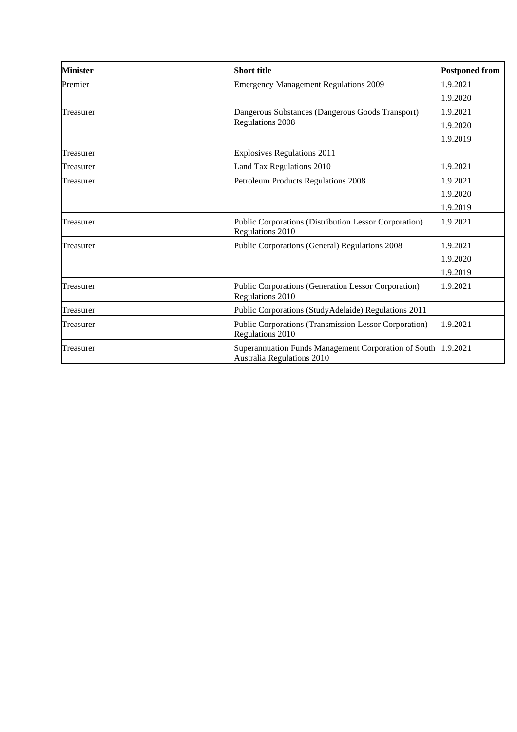| Minister | Short title | Postponed from |
|---|---|---|
| Premier | Emergency Management Regulations 2009 | 1.9.2021<br>1.9.2020 |
| Treasurer | Dangerous Substances (Dangerous Goods Transport) Regulations 2008 | 1.9.2021<br>1.9.2020<br>1.9.2019 |
| Treasurer | Explosives Regulations 2011 | |
| Treasurer | Land Tax Regulations 2010 | 1.9.2021 |
| Treasurer | Petroleum Products Regulations 2008 | 1.9.2021<br>1.9.2020<br>1.9.2019 |
| Treasurer | Public Corporations (Distribution Lessor Corporation) Regulations 2010 | 1.9.2021 |
| Treasurer | Public Corporations (General) Regulations 2008 | 1.9.2021<br>1.9.2020<br>1.9.2019 |
| Treasurer | Public Corporations (Generation Lessor Corporation) Regulations 2010 | 1.9.2021 |
| Treasurer | Public Corporations (StudyAdelaide) Regulations 2011 | |
| Treasurer | Public Corporations (Transmission Lessor Corporation) Regulations 2010 | 1.9.2021 |
| Treasurer | Superannuation Funds Management Corporation of South Australia Regulations 2010 | 1.9.2021 |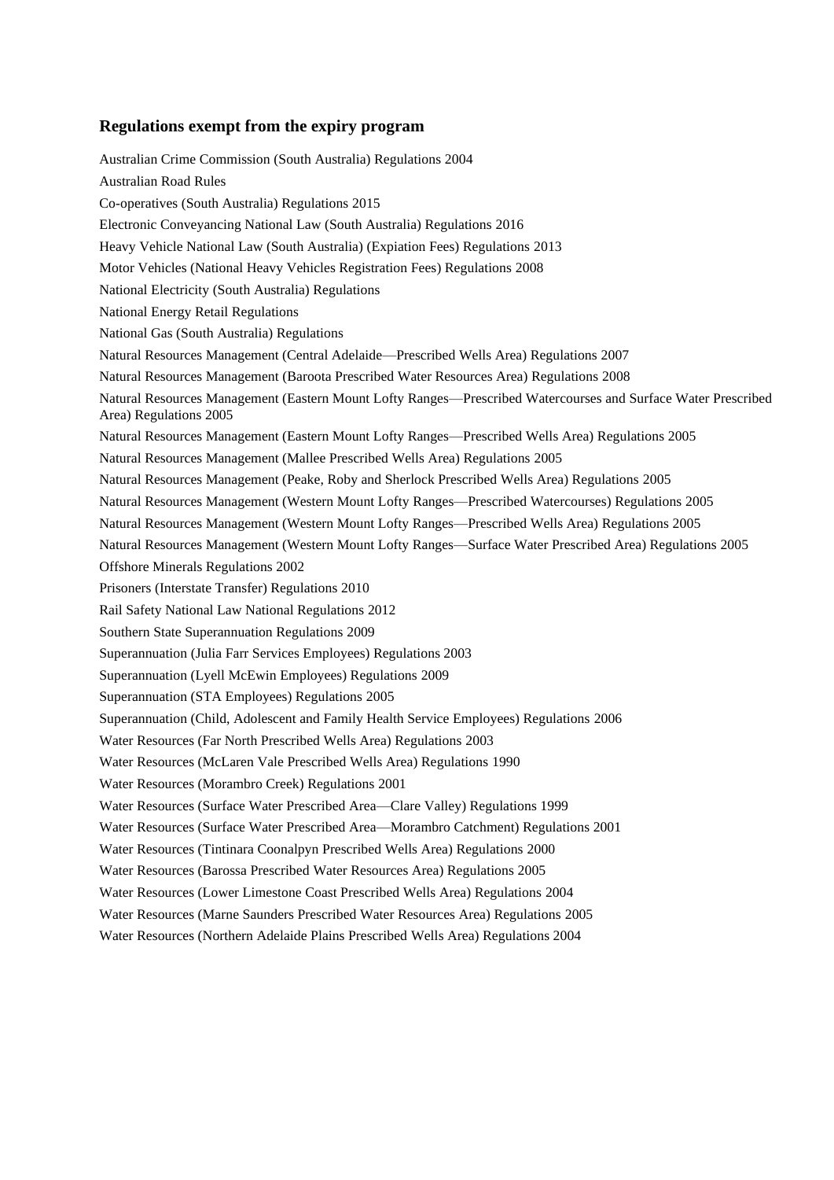### Regulations exempt from the expiry program

Australian Crime Commission (South Australia) Regulations 2004

Australian Road Rules

Co-operatives (South Australia) Regulations 2015

Electronic Conveyancing National Law (South Australia) Regulations 2016

Heavy Vehicle National Law (South Australia) (Expiation Fees) Regulations 2013

Motor Vehicles (National Heavy Vehicles Registration Fees) Regulations 2008

National Electricity (South Australia) Regulations

National Energy Retail Regulations

National Gas (South Australia) Regulations

Natural Resources Management (Central Adelaide—Prescribed Wells Area) Regulations 2007

Natural Resources Management (Baroota Prescribed Water Resources Area) Regulations 2008

Natural Resources Management (Eastern Mount Lofty Ranges—Prescribed Watercourses and Surface Water Prescribed Area) Regulations 2005

Natural Resources Management (Eastern Mount Lofty Ranges—Prescribed Wells Area) Regulations 2005

Natural Resources Management (Mallee Prescribed Wells Area) Regulations 2005

Natural Resources Management (Peake, Roby and Sherlock Prescribed Wells Area) Regulations 2005

Natural Resources Management (Western Mount Lofty Ranges—Prescribed Watercourses) Regulations 2005

Natural Resources Management (Western Mount Lofty Ranges—Prescribed Wells Area) Regulations 2005

Natural Resources Management (Western Mount Lofty Ranges—Surface Water Prescribed Area) Regulations 2005

Offshore Minerals Regulations 2002

Prisoners (Interstate Transfer) Regulations 2010

Rail Safety National Law National Regulations 2012

Southern State Superannuation Regulations 2009

Superannuation (Julia Farr Services Employees) Regulations 2003

Superannuation (Lyell McEwin Employees) Regulations 2009

Superannuation (STA Employees) Regulations 2005

Superannuation (Child, Adolescent and Family Health Service Employees) Regulations 2006

Water Resources (Far North Prescribed Wells Area) Regulations 2003

Water Resources (McLaren Vale Prescribed Wells Area) Regulations 1990

Water Resources (Morambro Creek) Regulations 2001

Water Resources (Surface Water Prescribed Area—Clare Valley) Regulations 1999

Water Resources (Surface Water Prescribed Area—Morambro Catchment) Regulations 2001

Water Resources (Tintinara Coonalpyn Prescribed Wells Area) Regulations 2000

Water Resources (Barossa Prescribed Water Resources Area) Regulations 2005

Water Resources (Lower Limestone Coast Prescribed Wells Area) Regulations 2004

Water Resources (Marne Saunders Prescribed Water Resources Area) Regulations 2005

Water Resources (Northern Adelaide Plains Prescribed Wells Area) Regulations 2004